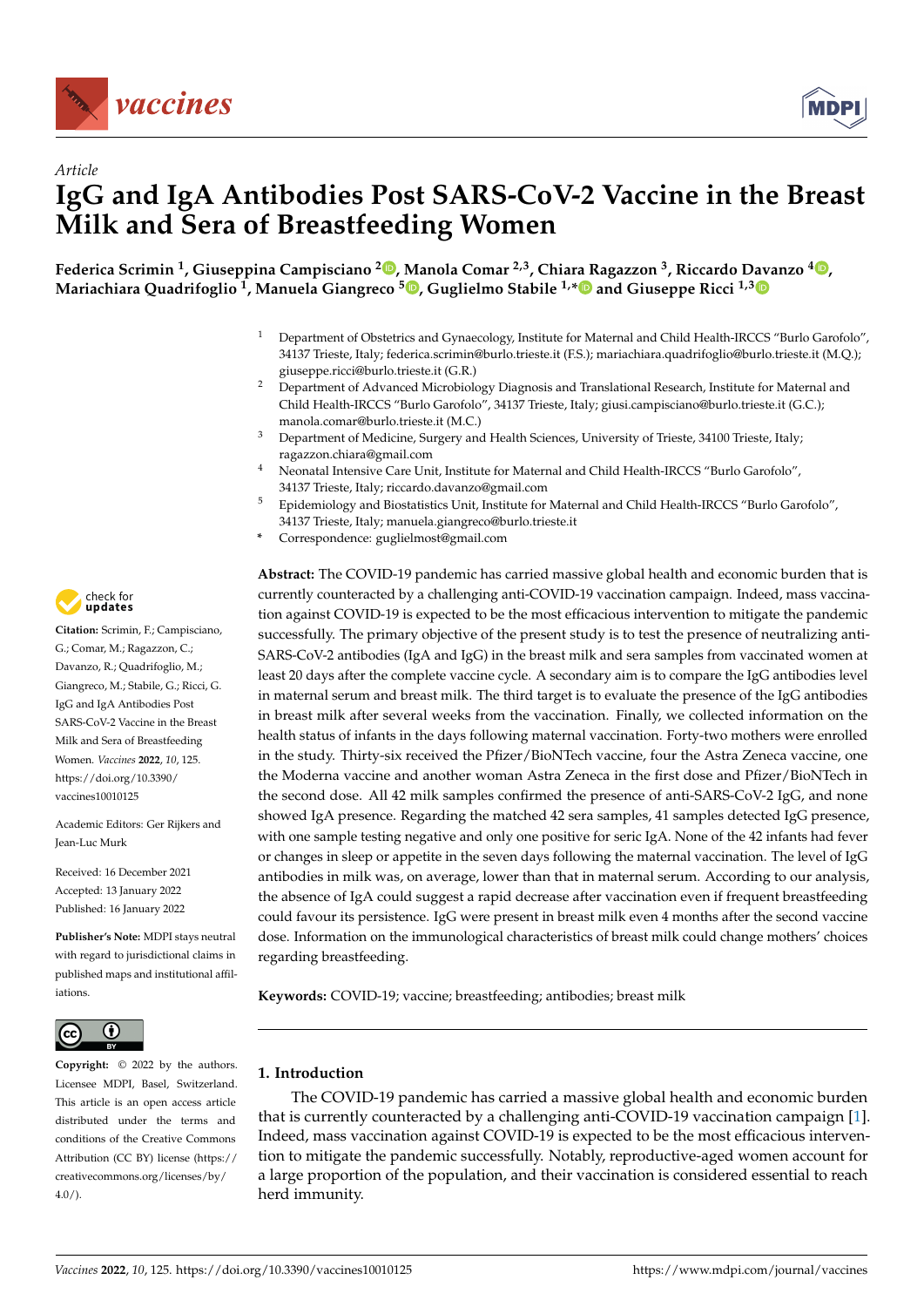Article

# IgG and IgA Antibodies Post SARS-CoV-2 Vaccine in the Breast Milk and Sera of Breastfeeding Women

**Federica Scrimin [1], Giuseppina Campisciano [2], Manola Comar [2,3], Chiara Ragazzon [3], Riccardo Davanzo [4], Mariachiara Quadrifoglio [1], Manuela Giangreco [5], Guglielmo Stabile [1,*] and Giuseppe Ricci [1,3]**

1 Department of Obstetrics and Gynaecology, Institute for Maternal and Child Health-IRCCS "Burlo Garofolo", 34137 Trieste, Italy; federica.scrimin@burlo.trieste.it (F.S.); mariachiara.quadrifoglio@burlo.trieste.it (M.Q.); giuseppe.ricci@burlo.trieste.it (G.R.)

2 Department of Advanced Microbiology Diagnosis and Translational Research, Institute for Maternal and Child Health-IRCCS "Burlo Garofolo", 34137 Trieste, Italy; giusi.campisciano@burlo.trieste.it (G.C.); manola.comar@burlo.trieste.it (M.C.)

3 Department of Medicine, Surgery and Health Sciences, University of Trieste, 34100 Trieste, Italy; ragazzon.chiara@gmail.com

4 Neonatal Intensive Care Unit, Institute for Maternal and Child Health-IRCCS "Burlo Garofolo", 34137 Trieste, Italy; riccardo.davanzo@gmail.com

5 Epidemiology and Biostatistics Unit, Institute for Maternal and Child Health-IRCCS "Burlo Garofolo", 34137 Trieste, Italy; manuela.giangreco@burlo.trieste.it

\* Correspondence: guglielmost@gmail.com

**Citation:** Scrimin, F.; Campisciano, G.; Comar, M.; Ragazzon, C.; Davanzo, R.; Quadrifoglio, M.; Giangreco, M.; Stabile, G.; Ricci, G. IgG and IgA Antibodies Post SARS-CoV-2 Vaccine in the Breast Milk and Sera of Breastfeeding Women. *Vaccines* **2022**, *10*, 125. https://doi.org/10.3390/vaccines10010125

Academic Editors: Ger Rijkers and Jean-Luc Murk

Received: 16 December 2021
Accepted: 13 January 2022
Published: 16 January 2022

**Publisher's Note:** MDPI stays neutral with regard to jurisdictional claims in published maps and institutional affiliations.

**Copyright:** © 2022 by the authors. Licensee MDPI, Basel, Switzerland. This article is an open access article distributed under the terms and conditions of the Creative Commons Attribution (CC BY) license (https://creativecommons.org/licenses/by/4.0/).

**Abstract:** The COVID-19 pandemic has carried massive global health and economic burden that is currently counteracted by a challenging anti-COVID-19 vaccination campaign. Indeed, mass vaccination against COVID-19 is expected to be the most efficacious intervention to mitigate the pandemic successfully. The primary objective of the present study is to test the presence of neutralizing anti-SARS-CoV-2 antibodies (IgA and IgG) in the breast milk and sera samples from vaccinated women at least 20 days after the complete vaccine cycle. A secondary aim is to compare the IgG antibodies level in maternal serum and breast milk. The third target is to evaluate the presence of the IgG antibodies in breast milk after several weeks from the vaccination. Finally, we collected information on the health status of infants in the days following maternal vaccination. Forty-two mothers were enrolled in the study. Thirty-six received the Pfizer/BioNTech vaccine, four the Astra Zeneca vaccine, one the Moderna vaccine and another woman Astra Zeneca in the first dose and Pfizer/BioNTech in the second dose. All 42 milk samples confirmed the presence of anti-SARS-CoV-2 IgG, and none showed IgA presence. Regarding the matched 42 sera samples, 41 samples detected IgG presence, with one sample testing negative and only one positive for seric IgA. None of the 42 infants had fever or changes in sleep or appetite in the seven days following the maternal vaccination. The level of IgG antibodies in milk was, on average, lower than that in maternal serum. According to our analysis, the absence of IgA could suggest a rapid decrease after vaccination even if frequent breastfeeding could favour its persistence. IgG were present in breast milk even 4 months after the second vaccine dose. Information on the immunological characteristics of breast milk could change mothers' choices regarding breastfeeding.

**Keywords:** COVID-19; vaccine; breastfeeding; antibodies; breast milk

## 1. Introduction

The COVID-19 pandemic has carried a massive global health and economic burden that is currently counteracted by a challenging anti-COVID-19 vaccination campaign [1]. Indeed, mass vaccination against COVID-19 is expected to be the most efficacious intervention to mitigate the pandemic successfully. Notably, reproductive-aged women account for a large proportion of the population, and their vaccination is considered essential to reach herd immunity.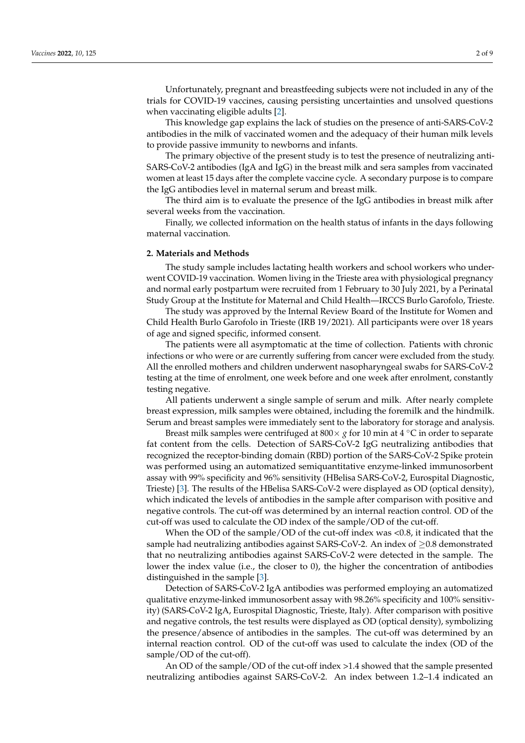Unfortunately, pregnant and breastfeeding subjects were not included in any of the trials for COVID-19 vaccines, causing persisting uncertainties and unsolved questions when vaccinating eligible adults [2].

This knowledge gap explains the lack of studies on the presence of anti-SARS-CoV-2 antibodies in the milk of vaccinated women and the adequacy of their human milk levels to provide passive immunity to newborns and infants.

The primary objective of the present study is to test the presence of neutralizing anti-SARS-CoV-2 antibodies (IgA and IgG) in the breast milk and sera samples from vaccinated women at least 15 days after the complete vaccine cycle. A secondary purpose is to compare the IgG antibodies level in maternal serum and breast milk.

The third aim is to evaluate the presence of the IgG antibodies in breast milk after several weeks from the vaccination.

Finally, we collected information on the health status of infants in the days following maternal vaccination.

## 2. Materials and Methods

The study sample includes lactating health workers and school workers who underwent COVID-19 vaccination. Women living in the Trieste area with physiological pregnancy and normal early postpartum were recruited from 1 February to 30 July 2021, by a Perinatal Study Group at the Institute for Maternal and Child Health—IRCCS Burlo Garofolo, Trieste.

The study was approved by the Internal Review Board of the Institute for Women and Child Health Burlo Garofolo in Trieste (IRB 19/2021). All participants were over 18 years of age and signed specific, informed consent.

The patients were all asymptomatic at the time of collection. Patients with chronic infections or who were or are currently suffering from cancer were excluded from the study. All the enrolled mothers and children underwent nasopharyngeal swabs for SARS-CoV-2 testing at the time of enrolment, one week before and one week after enrolment, constantly testing negative.

All patients underwent a single sample of serum and milk. After nearly complete breast expression, milk samples were obtained, including the foremilk and the hindmilk. Serum and breast samples were immediately sent to the laboratory for storage and analysis.

Breast milk samples were centrifuged at $800\times g$ for 10 min at 4 °C in order to separate fat content from the cells. Detection of SARS-CoV-2 IgG neutralizing antibodies that recognized the receptor-binding domain (RBD) portion of the SARS-CoV-2 Spike protein was performed using an automatized semiquantitative enzyme-linked immunosorbent assay with 99% specificity and 96% sensitivity (HBelisa SARS-CoV-2, Eurospital Diagnostic, Trieste) [3]. The results of the HBelisa SARS-CoV-2 were displayed as OD (optical density), which indicated the levels of antibodies in the sample after comparison with positive and negative controls. The cut-off was determined by an internal reaction control. OD of the cut-off was used to calculate the OD index of the sample/OD of the cut-off.

When the OD of the sample/OD of the cut-off index was <0.8, it indicated that the sample had neutralizing antibodies against SARS-CoV-2. An index of ≥0.8 demonstrated that no neutralizing antibodies against SARS-CoV-2 were detected in the sample. The lower the index value (i.e., the closer to 0), the higher the concentration of antibodies distinguished in the sample [3].

Detection of SARS-CoV-2 IgA antibodies was performed employing an automatized qualitative enzyme-linked immunosorbent assay with 98.26% specificity and 100% sensitivity) (SARS-CoV-2 IgA, Eurospital Diagnostic, Trieste, Italy). After comparison with positive and negative controls, the test results were displayed as OD (optical density), symbolizing the presence/absence of antibodies in the samples. The cut-off was determined by an internal reaction control. OD of the cut-off was used to calculate the index (OD of the sample/OD of the cut-off).

An OD of the sample/OD of the cut-off index >1.4 showed that the sample presented neutralizing antibodies against SARS-CoV-2. An index between 1.2–1.4 indicated an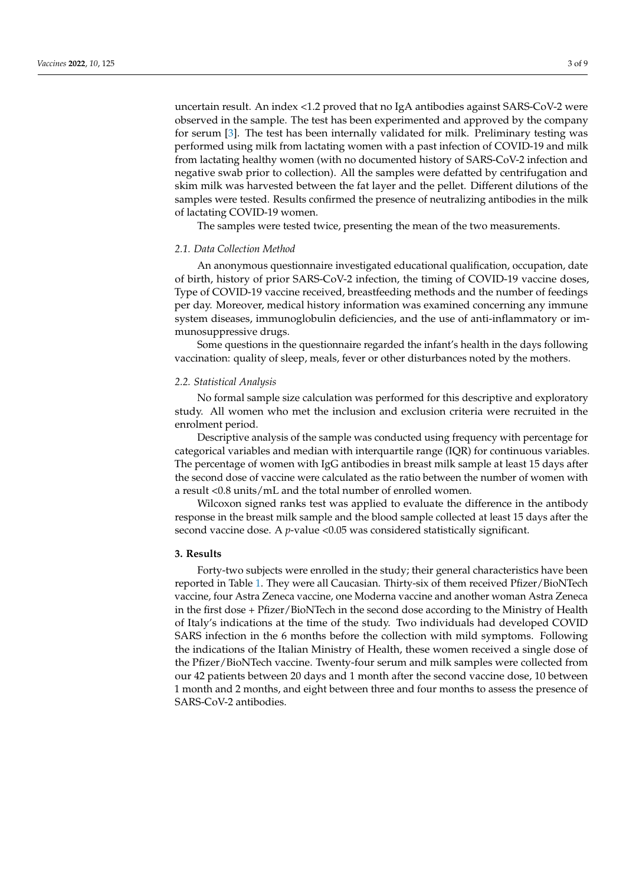uncertain result. An index <1.2 proved that no IgA antibodies against SARS-CoV-2 were observed in the sample. The test has been experimented and approved by the company for serum [3]. The test has been internally validated for milk. Preliminary testing was performed using milk from lactating women with a past infection of COVID-19 and milk from lactating healthy women (with no documented history of SARS-CoV-2 infection and negative swab prior to collection). All the samples were defatted by centrifugation and skim milk was harvested between the fat layer and the pellet. Different dilutions of the samples were tested. Results confirmed the presence of neutralizing antibodies in the milk of lactating COVID-19 women.

The samples were tested twice, presenting the mean of the two measurements.

### *2.1. Data Collection Method*

An anonymous questionnaire investigated educational qualification, occupation, date of birth, history of prior SARS-CoV-2 infection, the timing of COVID-19 vaccine doses, Type of COVID-19 vaccine received, breastfeeding methods and the number of feedings per day. Moreover, medical history information was examined concerning any immune system diseases, immunoglobulin deficiencies, and the use of anti-inflammatory or immunosuppressive drugs.

Some questions in the questionnaire regarded the infant's health in the days following vaccination: quality of sleep, meals, fever or other disturbances noted by the mothers.

### *2.2. Statistical Analysis*

No formal sample size calculation was performed for this descriptive and exploratory study. All women who met the inclusion and exclusion criteria were recruited in the enrolment period.

Descriptive analysis of the sample was conducted using frequency with percentage for categorical variables and median with interquartile range (IQR) for continuous variables. The percentage of women with IgG antibodies in breast milk sample at least 15 days after the second dose of vaccine were calculated as the ratio between the number of women with a result <0.8 units/mL and the total number of enrolled women.

Wilcoxon signed ranks test was applied to evaluate the difference in the antibody response in the breast milk sample and the blood sample collected at least 15 days after the second vaccine dose. A *p*-value <0.05 was considered statistically significant.

## 3. Results

Forty-two subjects were enrolled in the study; their general characteristics have been reported in Table 1. They were all Caucasian. Thirty-six of them received Pfizer/BioNTech vaccine, four Astra Zeneca vaccine, one Moderna vaccine and another woman Astra Zeneca in the first dose + Pfizer/BioNTech in the second dose according to the Ministry of Health of Italy's indications at the time of the study. Two individuals had developed COVID SARS infection in the 6 months before the collection with mild symptoms. Following the indications of the Italian Ministry of Health, these women received a single dose of the Pfizer/BioNTech vaccine. Twenty-four serum and milk samples were collected from our 42 patients between 20 days and 1 month after the second vaccine dose, 10 between 1 month and 2 months, and eight between three and four months to assess the presence of SARS-CoV-2 antibodies.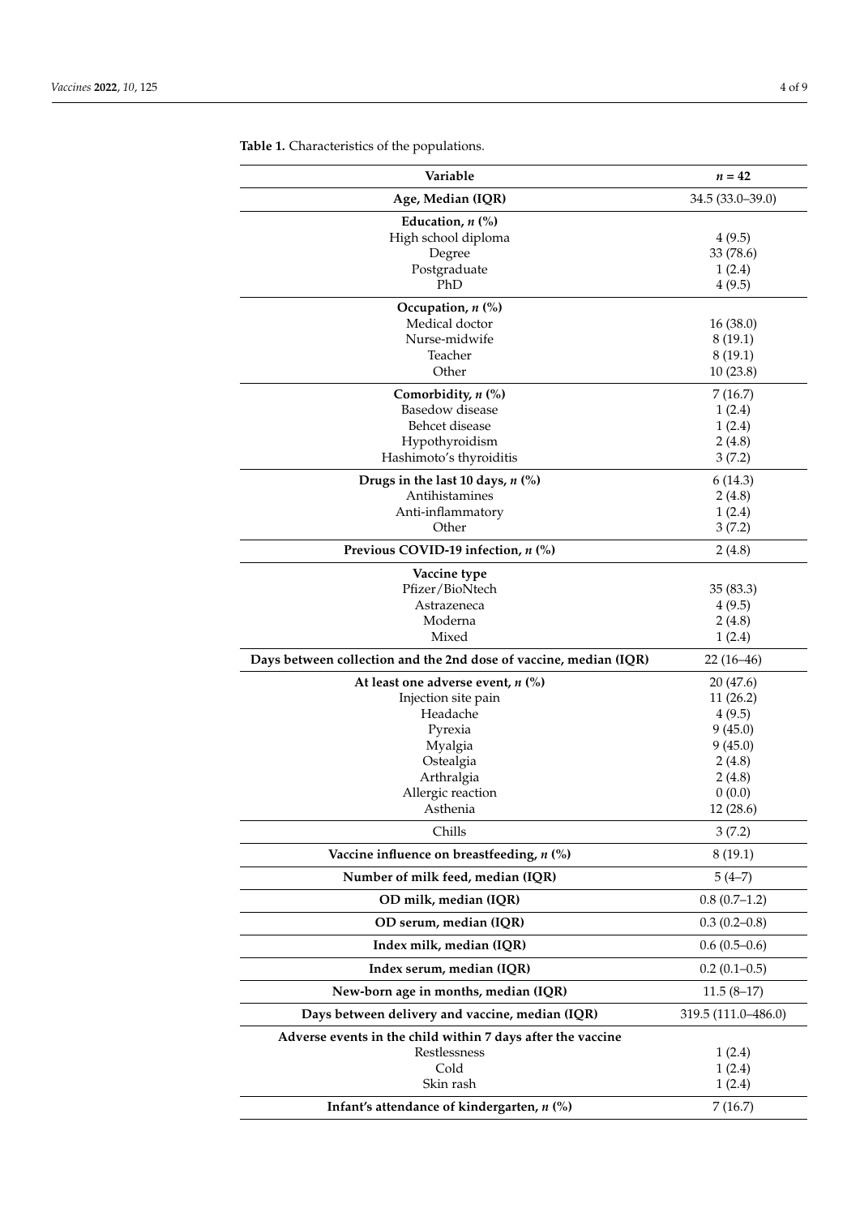**Table 1.** Characteristics of the populations.

| Variable | *n* = 42 |
|---|---|
| **Age, Median (IQR)** | 34.5 (33.0–39.0) |
| **Education, *n* (%)** | |
| High school diploma | 4 (9.5) |
| Degree | 33 (78.6) |
| Postgraduate | 1 (2.4) |
| PhD | 4 (9.5) |
| **Occupation, *n* (%)** | |
| Medical doctor | 16 (38.0) |
| Nurse-midwife | 8 (19.1) |
| Teacher | 8 (19.1) |
| Other | 10 (23.8) |
| **Comorbidity, *n* (%)** | 7 (16.7) |
| Basedow disease | 1 (2.4) |
| Behcet disease | 1 (2.4) |
| Hypothyroidism | 2 (4.8) |
| Hashimoto's thyroiditis | 3 (7.2) |
| **Drugs in the last 10 days, *n* (%)** | 6 (14.3) |
| Antihistamines | 2 (4.8) |
| Anti-inflammatory | 1 (2.4) |
| Other | 3 (7.2) |
| **Previous COVID-19 infection, *n* (%)** | 2 (4.8) |
| **Vaccine type** | |
| Pfizer/BioNtech | 35 (83.3) |
| Astrazeneca | 4 (9.5) |
| Moderna | 2 (4.8) |
| Mixed | 1 (2.4) |
| **Days between collection and the 2nd dose of vaccine, median (IQR)** | 22 (16–46) |
| **At least one adverse event, *n* (%)** | 20 (47.6) |
| Injection site pain | 11 (26.2) |
| Headache | 4 (9.5) |
| Pyrexia | 9 (45.0) |
| Myalgia | 9 (45.0) |
| Ostealgia | 2 (4.8) |
| Arthralgia | 2 (4.8) |
| Allergic reaction | 0 (0.0) |
| Asthenia | 12 (28.6) |
| Chills | 3 (7.2) |
| **Vaccine influence on breastfeeding, *n* (%)** | 8 (19.1) |
| **Number of milk feed, median (IQR)** | 5 (4–7) |
| **OD milk, median (IQR)** | 0.8 (0.7–1.2) |
| **OD serum, median (IQR)** | 0.3 (0.2–0.8) |
| **Index milk, median (IQR)** | 0.6 (0.5–0.6) |
| **Index serum, median (IQR)** | 0.2 (0.1–0.5) |
| **New-born age in months, median (IQR)** | 11.5 (8–17) |
| **Days between delivery and vaccine, median (IQR)** | 319.5 (111.0–486.0) |
| **Adverse events in the child within 7 days after the vaccine** | |
| Restlessness | 1 (2.4) |
| Cold | 1 (2.4) |
| Skin rash | 1 (2.4) |
| **Infant's attendance of kindergarten, *n* (%)** | 7 (16.7) |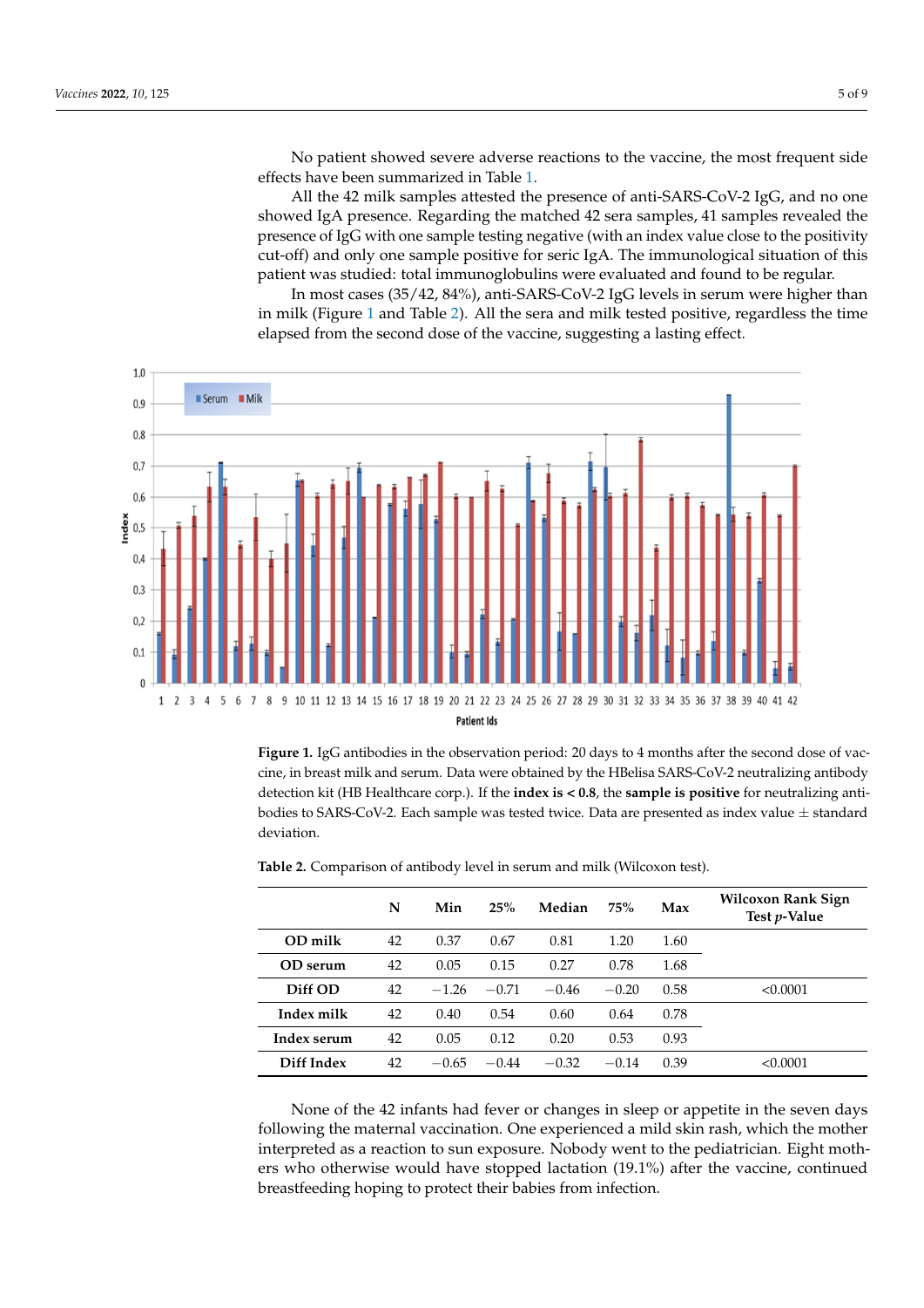No patient showed severe adverse reactions to the vaccine, the most frequent side effects have been summarized in Table 1.

All the 42 milk samples attested the presence of anti-SARS-CoV-2 IgG, and no one showed IgA presence. Regarding the matched 42 sera samples, 41 samples revealed the presence of IgG with one sample testing negative (with an index value close to the positivity cut-off) and only one sample positive for seric IgA. The immunological situation of this patient was studied: total immunoglobulins were evaluated and found to be regular.

In most cases (35/42, 84%), anti-SARS-CoV-2 IgG levels in serum were higher than in milk (Figure 1 and Table 2). All the sera and milk tested positive, regardless the time elapsed from the second dose of the vaccine, suggesting a lasting effect.

**Figure 1.** IgG antibodies in the observation period: 20 days to 4 months after the second dose of vaccine, in breast milk and serum. Data were obtained by the HBelisa SARS-CoV-2 neutralizing antibody detection kit (HB Healthcare corp.). If the **index is < 0.8**, the **sample is positive** for neutralizing antibodies to SARS-CoV-2. Each sample was tested twice. Data are presented as index value ± standard deviation.

**Table 2.** Comparison of antibody level in serum and milk (Wilcoxon test).

| | N | Min | 25% | Median | 75% | Max | Wilcoxon Rank Sign Test *p*-Value |
|---|---|---|---|---|---|---|---|
| **OD milk** | 42 | 0.37 | 0.67 | 0.81 | 1.20 | 1.60 | |
| **OD serum** | 42 | 0.05 | 0.15 | 0.27 | 0.78 | 1.68 | |
| **Diff OD** | 42 | −1.26 | −0.71 | −0.46 | −0.20 | 0.58 | <0.0001 |
| **Index milk** | 42 | 0.40 | 0.54 | 0.60 | 0.64 | 0.78 | |
| **Index serum** | 42 | 0.05 | 0.12 | 0.20 | 0.53 | 0.93 | |
| **Diff Index** | 42 | −0.65 | −0.44 | −0.32 | −0.14 | 0.39 | <0.0001 |

None of the 42 infants had fever or changes in sleep or appetite in the seven days following the maternal vaccination. One experienced a mild skin rash, which the mother interpreted as a reaction to sun exposure. Nobody went to the pediatrician. Eight mothers who otherwise would have stopped lactation (19.1%) after the vaccine, continued breastfeeding hoping to protect their babies from infection.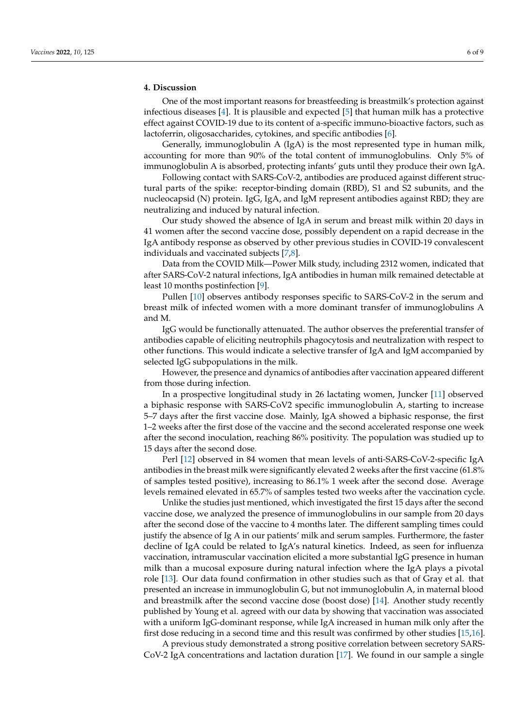## 4. Discussion

One of the most important reasons for breastfeeding is breastmilk's protection against infectious diseases [4]. It is plausible and expected [5] that human milk has a protective effect against COVID-19 due to its content of a-specific immuno-bioactive factors, such as lactoferrin, oligosaccharides, cytokines, and specific antibodies [6].

Generally, immunoglobulin A (IgA) is the most represented type in human milk, accounting for more than 90% of the total content of immunoglobulins. Only 5% of immunoglobulin A is absorbed, protecting infants' guts until they produce their own IgA.

Following contact with SARS-CoV-2, antibodies are produced against different structural parts of the spike: receptor-binding domain (RBD), S1 and S2 subunits, and the nucleocapsid (N) protein. IgG, IgA, and IgM represent antibodies against RBD; they are neutralizing and induced by natural infection.

Our study showed the absence of IgA in serum and breast milk within 20 days in 41 women after the second vaccine dose, possibly dependent on a rapid decrease in the IgA antibody response as observed by other previous studies in COVID-19 convalescent individuals and vaccinated subjects [7,8].

Data from the COVID Milk—Power Milk study, including 2312 women, indicated that after SARS-CoV-2 natural infections, IgA antibodies in human milk remained detectable at least 10 months postinfection [9].

Pullen [10] observes antibody responses specific to SARS-CoV-2 in the serum and breast milk of infected women with a more dominant transfer of immunoglobulins A and M.

IgG would be functionally attenuated. The author observes the preferential transfer of antibodies capable of eliciting neutrophils phagocytosis and neutralization with respect to other functions. This would indicate a selective transfer of IgA and IgM accompanied by selected IgG subpopulations in the milk.

However, the presence and dynamics of antibodies after vaccination appeared different from those during infection.

In a prospective longitudinal study in 26 lactating women, Juncker [11] observed a biphasic response with SARS-CoV2 specific immunoglobulin A, starting to increase 5–7 days after the first vaccine dose. Mainly, IgA showed a biphasic response, the first 1–2 weeks after the first dose of the vaccine and the second accelerated response one week after the second inoculation, reaching 86% positivity. The population was studied up to 15 days after the second dose.

Perl [12] observed in 84 women that mean levels of anti-SARS-CoV-2-specific IgA antibodies in the breast milk were significantly elevated 2 weeks after the first vaccine (61.8% of samples tested positive), increasing to 86.1% 1 week after the second dose. Average levels remained elevated in 65.7% of samples tested two weeks after the vaccination cycle.

Unlike the studies just mentioned, which investigated the first 15 days after the second vaccine dose, we analyzed the presence of immunoglobulins in our sample from 20 days after the second dose of the vaccine to 4 months later. The different sampling times could justify the absence of Ig A in our patients' milk and serum samples. Furthermore, the faster decline of IgA could be related to IgA's natural kinetics. Indeed, as seen for influenza vaccination, intramuscular vaccination elicited a more substantial IgG presence in human milk than a mucosal exposure during natural infection where the IgA plays a pivotal role [13]. Our data found confirmation in other studies such as that of Gray et al. that presented an increase in immunoglobulin G, but not immunoglobulin A, in maternal blood and breastmilk after the second vaccine dose (boost dose) [14]. Another study recently published by Young et al. agreed with our data by showing that vaccination was associated with a uniform IgG-dominant response, while IgA increased in human milk only after the first dose reducing in a second time and this result was confirmed by other studies [15,16].

A previous study demonstrated a strong positive correlation between secretory SARS-CoV-2 IgA concentrations and lactation duration [17]. We found in our sample a single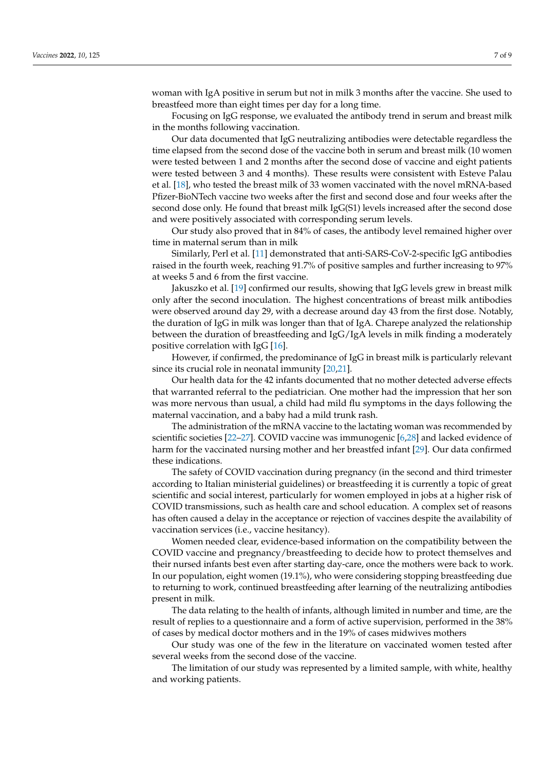woman with IgA positive in serum but not in milk 3 months after the vaccine. She used to breastfeed more than eight times per day for a long time.

Focusing on IgG response, we evaluated the antibody trend in serum and breast milk in the months following vaccination.

Our data documented that IgG neutralizing antibodies were detectable regardless the time elapsed from the second dose of the vaccine both in serum and breast milk (10 women were tested between 1 and 2 months after the second dose of vaccine and eight patients were tested between 3 and 4 months). These results were consistent with Esteve Palau et al. [18], who tested the breast milk of 33 women vaccinated with the novel mRNA-based Pfizer-BioNTech vaccine two weeks after the first and second dose and four weeks after the second dose only. He found that breast milk IgG(S1) levels increased after the second dose and were positively associated with corresponding serum levels.

Our study also proved that in 84% of cases, the antibody level remained higher over time in maternal serum than in milk

Similarly, Perl et al. [11] demonstrated that anti-SARS-CoV-2-specific IgG antibodies raised in the fourth week, reaching 91.7% of positive samples and further increasing to 97% at weeks 5 and 6 from the first vaccine.

Jakuszko et al. [19] confirmed our results, showing that IgG levels grew in breast milk only after the second inoculation. The highest concentrations of breast milk antibodies were observed around day 29, with a decrease around day 43 from the first dose. Notably, the duration of IgG in milk was longer than that of IgA. Charepe analyzed the relationship between the duration of breastfeeding and IgG/IgA levels in milk finding a moderately positive correlation with IgG [16].

However, if confirmed, the predominance of IgG in breast milk is particularly relevant since its crucial role in neonatal immunity [20,21].

Our health data for the 42 infants documented that no mother detected adverse effects that warranted referral to the pediatrician. One mother had the impression that her son was more nervous than usual, a child had mild flu symptoms in the days following the maternal vaccination, and a baby had a mild trunk rash.

The administration of the mRNA vaccine to the lactating woman was recommended by scientific societies [22–27]. COVID vaccine was immunogenic [6,28] and lacked evidence of harm for the vaccinated nursing mother and her breastfed infant [29]. Our data confirmed these indications.

The safety of COVID vaccination during pregnancy (in the second and third trimester according to Italian ministerial guidelines) or breastfeeding it is currently a topic of great scientific and social interest, particularly for women employed in jobs at a higher risk of COVID transmissions, such as health care and school education. A complex set of reasons has often caused a delay in the acceptance or rejection of vaccines despite the availability of vaccination services (i.e., vaccine hesitancy).

Women needed clear, evidence-based information on the compatibility between the COVID vaccine and pregnancy/breastfeeding to decide how to protect themselves and their nursed infants best even after starting day-care, once the mothers were back to work. In our population, eight women (19.1%), who were considering stopping breastfeeding due to returning to work, continued breastfeeding after learning of the neutralizing antibodies present in milk.

The data relating to the health of infants, although limited in number and time, are the result of replies to a questionnaire and a form of active supervision, performed in the 38% of cases by medical doctor mothers and in the 19% of cases midwives mothers

Our study was one of the few in the literature on vaccinated women tested after several weeks from the second dose of the vaccine.

The limitation of our study was represented by a limited sample, with white, healthy and working patients.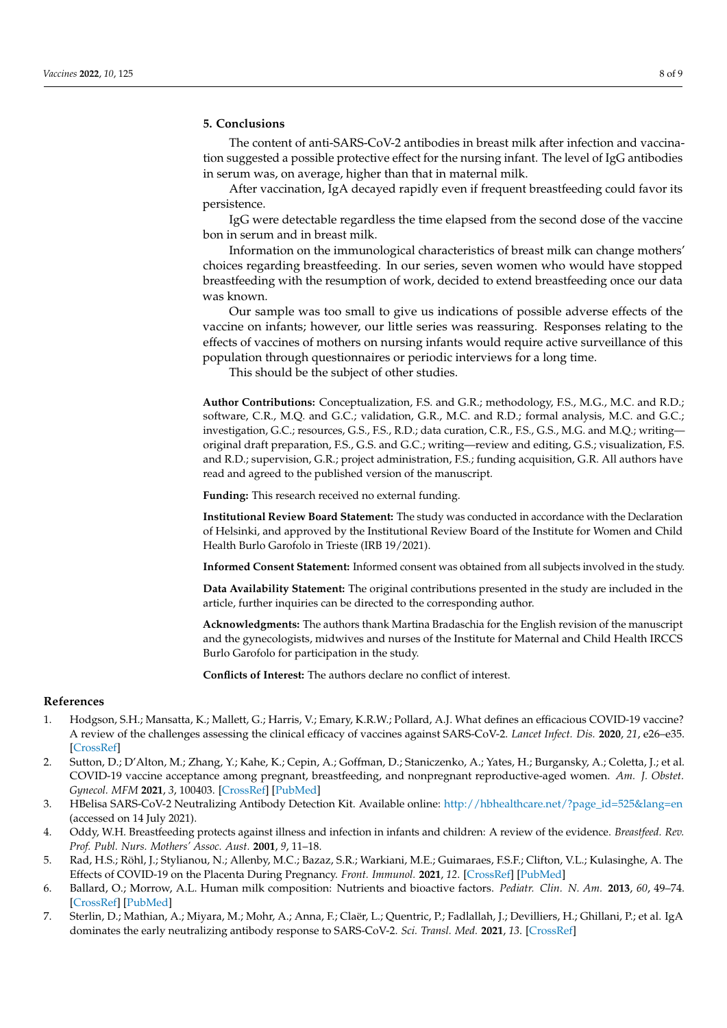## 5. Conclusions

The content of anti-SARS-CoV-2 antibodies in breast milk after infection and vaccination suggested a possible protective effect for the nursing infant. The level of IgG antibodies in serum was, on average, higher than that in maternal milk.

After vaccination, IgA decayed rapidly even if frequent breastfeeding could favor its persistence.

IgG were detectable regardless the time elapsed from the second dose of the vaccine bon in serum and in breast milk.

Information on the immunological characteristics of breast milk can change mothers' choices regarding breastfeeding. In our series, seven women who would have stopped breastfeeding with the resumption of work, decided to extend breastfeeding once our data was known.

Our sample was too small to give us indications of possible adverse effects of the vaccine on infants; however, our little series was reassuring. Responses relating to the effects of vaccines of mothers on nursing infants would require active surveillance of this population through questionnaires or periodic interviews for a long time.

This should be the subject of other studies.

**Author Contributions:** Conceptualization, F.S. and G.R.; methodology, F.S., M.G., M.C. and R.D.; software, C.R., M.Q. and G.C.; validation, G.R., M.C. and R.D.; formal analysis, M.C. and G.C.; investigation, G.C.; resources, G.S., F.S., R.D.; data curation, C.R., F.S., G.S., M.G. and M.Q.; writing—original draft preparation, F.S., G.S. and G.C.; writing—review and editing, G.S.; visualization, F.S. and R.D.; supervision, G.R.; project administration, F.S.; funding acquisition, G.R. All authors have read and agreed to the published version of the manuscript.

**Funding:** This research received no external funding.

**Institutional Review Board Statement:** The study was conducted in accordance with the Declaration of Helsinki, and approved by the Institutional Review Board of the Institute for Women and Child Health Burlo Garofolo in Trieste (IRB 19/2021).

**Informed Consent Statement:** Informed consent was obtained from all subjects involved in the study.

**Data Availability Statement:** The original contributions presented in the study are included in the article, further inquiries can be directed to the corresponding author.

**Acknowledgments:** The authors thank Martina Bradaschia for the English revision of the manuscript and the gynecologists, midwives and nurses of the Institute for Maternal and Child Health IRCCS Burlo Garofolo for participation in the study.

**Conflicts of Interest:** The authors declare no conflict of interest.

## References

1. Hodgson, S.H.; Mansatta, K.; Mallett, G.; Harris, V.; Emary, K.R.W.; Pollard, A.J. What defines an efficacious COVID-19 vaccine? A review of the challenges assessing the clinical efficacy of vaccines against SARS-CoV-2. *Lancet Infect. Dis.* **2020**, *21*, e26–e35. [CrossRef]
2. Sutton, D.; D'Alton, M.; Zhang, Y.; Kahe, K.; Cepin, A.; Goffman, D.; Staniczenko, A.; Yates, H.; Burgansky, A.; Coletta, J.; et al. COVID-19 vaccine acceptance among pregnant, breastfeeding, and nonpregnant reproductive-aged women. *Am. J. Obstet. Gynecol. MFM* **2021**, *3*, 100403. [CrossRef] [PubMed]
3. HBelisa SARS-CoV-2 Neutralizing Antibody Detection Kit. Available online: http://hbhealthcare.net/?page_id=525&lang=en (accessed on 14 July 2021).
4. Oddy, W.H. Breastfeeding protects against illness and infection in infants and children: A review of the evidence. *Breastfeed. Rev. Prof. Publ. Nurs. Mothers' Assoc. Aust.* **2001**, *9*, 11–18.
5. Rad, H.S.; Röhl, J.; Stylianou, N.; Allenby, M.C.; Bazaz, S.R.; Warkiani, M.E.; Guimaraes, F.S.F.; Clifton, V.L.; Kulasinghe, A. The Effects of COVID-19 on the Placenta During Pregnancy. *Front. Immunol.* **2021**, *12*. [CrossRef] [PubMed]
6. Ballard, O.; Morrow, A.L. Human milk composition: Nutrients and bioactive factors. *Pediatr. Clin. N. Am.* **2013**, *60*, 49–74. [CrossRef] [PubMed]
7. Sterlin, D.; Mathian, A.; Miyara, M.; Mohr, A.; Anna, F.; Claër, L.; Quentric, P.; Fadlallah, J.; Devilliers, H.; Ghillani, P.; et al. IgA dominates the early neutralizing antibody response to SARS-CoV-2. *Sci. Transl. Med.* **2021**, *13*. [CrossRef]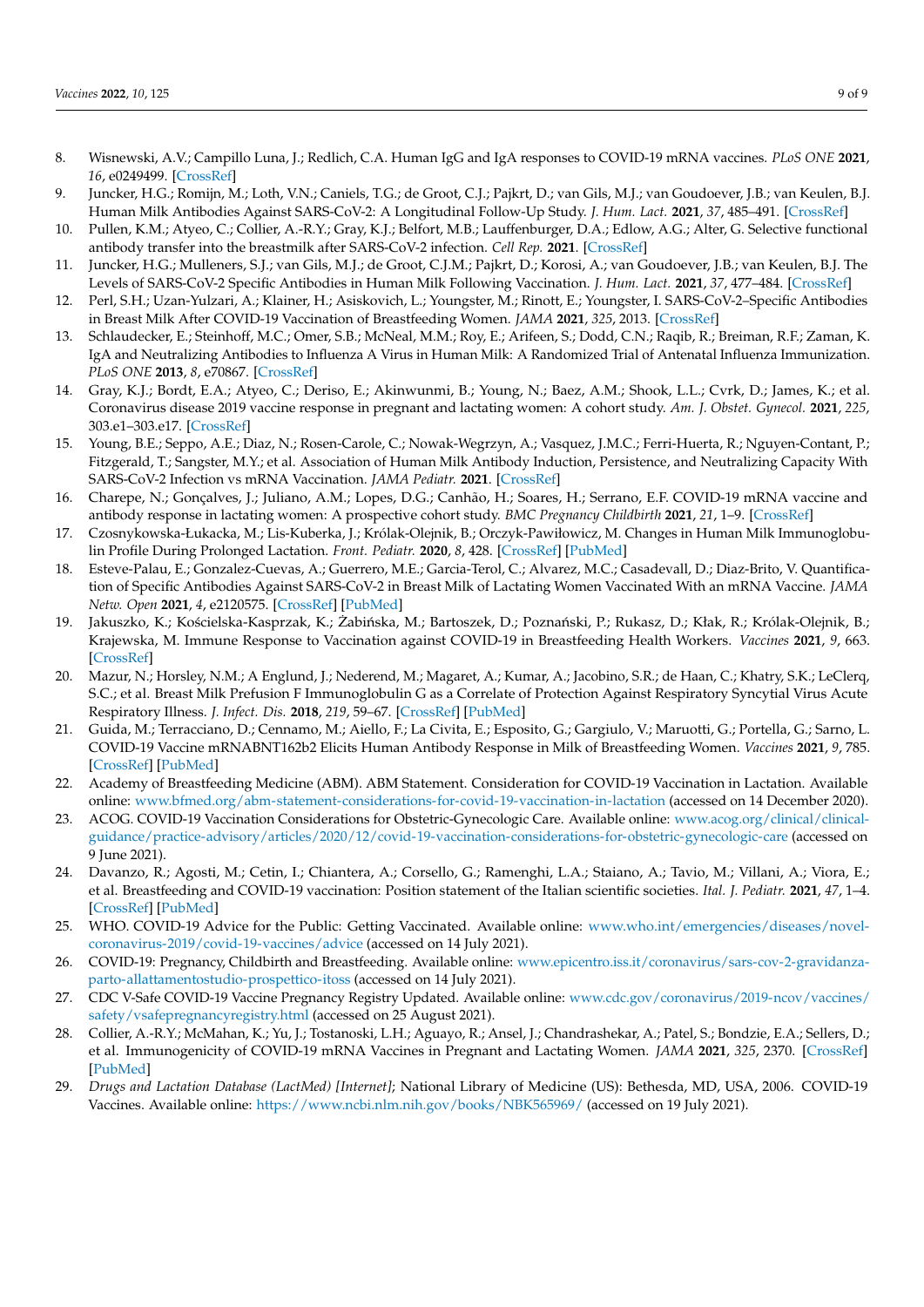8. Wisnewski, A.V.; Campillo Luna, J.; Redlich, C.A. Human IgG and IgA responses to COVID-19 mRNA vaccines. *PLoS ONE* **2021**, *16*, e0249499. [CrossRef]
9. Juncker, H.G.; Romijn, M.; Loth, V.N.; Caniels, T.G.; de Groot, C.J.; Pajkrt, D.; van Gils, M.J.; van Goudoever, J.B.; van Keulen, B.J. Human Milk Antibodies Against SARS-CoV-2: A Longitudinal Follow-Up Study. *J. Hum. Lact.* **2021**, *37*, 485–491. [CrossRef]
10. Pullen, K.M.; Atyeo, C.; Collier, A.-R.Y.; Gray, K.J.; Belfort, M.B.; Lauffenburger, D.A.; Edlow, A.G.; Alter, G. Selective functional antibody transfer into the breastmilk after SARS-CoV-2 infection. *Cell Rep.* **2021**. [CrossRef]
11. Juncker, H.G.; Mulleners, S.J.; van Gils, M.J.; de Groot, C.J.M.; Pajkrt, D.; Korosi, A.; van Goudoever, J.B.; van Keulen, B.J. The Levels of SARS-CoV-2 Specific Antibodies in Human Milk Following Vaccination. *J. Hum. Lact.* **2021**, *37*, 477–484. [CrossRef]
12. Perl, S.H.; Uzan-Yulzari, A.; Klainer, H.; Asiskovich, L.; Youngster, M.; Rinott, E.; Youngster, I. SARS-CoV-2–Specific Antibodies in Breast Milk After COVID-19 Vaccination of Breastfeeding Women. *JAMA* **2021**, *325*, 2013. [CrossRef]
13. Schlaudecker, E.; Steinhoff, M.C.; Omer, S.B.; McNeal, M.M.; Roy, E.; Arifeen, S.; Dodd, C.N.; Raqib, R.; Breiman, R.F.; Zaman, K. IgA and Neutralizing Antibodies to Influenza A Virus in Human Milk: A Randomized Trial of Antenatal Influenza Immunization. *PLoS ONE* **2013**, *8*, e70867. [CrossRef]
14. Gray, K.J.; Bordt, E.A.; Atyeo, C.; Deriso, E.; Akinwunmi, B.; Young, N.; Baez, A.M.; Shook, L.L.; Cvrk, D.; James, K.; et al. Coronavirus disease 2019 vaccine response in pregnant and lactating women: A cohort study. *Am. J. Obstet. Gynecol.* **2021**, *225*, 303.e1–303.e17. [CrossRef]
15. Young, B.E.; Seppo, A.E.; Diaz, N.; Rosen-Carole, C.; Nowak-Wegrzyn, A.; Vasquez, J.M.C.; Ferri-Huerta, R.; Nguyen-Contant, P.; Fitzgerald, T.; Sangster, M.Y.; et al. Association of Human Milk Antibody Induction, Persistence, and Neutralizing Capacity With SARS-CoV-2 Infection vs mRNA Vaccination. *JAMA Pediatr.* **2021**. [CrossRef]
16. Charepe, N.; Gonçalves, J.; Juliano, A.M.; Lopes, D.G.; Canhão, H.; Soares, H.; Serrano, E.F. COVID-19 mRNA vaccine and antibody response in lactating women: A prospective cohort study. *BMC Pregnancy Childbirth* **2021**, *21*, 1–9. [CrossRef]
17. Czosnykowska-Łukacka, M.; Lis-Kuberka, J.; Królak-Olejnik, B.; Orczyk-Pawiłowicz, M. Changes in Human Milk Immunoglobulin Profile During Prolonged Lactation. *Front. Pediatr.* **2020**, *8*, 428. [CrossRef] [PubMed]
18. Esteve-Palau, E.; Gonzalez-Cuevas, A.; Guerrero, M.E.; Garcia-Terol, C.; Alvarez, M.C.; Casadevall, D.; Diaz-Brito, V. Quantification of Specific Antibodies Against SARS-CoV-2 in Breast Milk of Lactating Women Vaccinated With an mRNA Vaccine. *JAMA Netw. Open* **2021**, *4*, e2120575. [CrossRef] [PubMed]
19. Jakuszko, K.; Kościelska-Kasprzak, K.; Żabińska, M.; Bartoszek, D.; Poznański, P.; Rukasz, D.; Kłak, R.; Królak-Olejnik, B.; Krajewska, M. Immune Response to Vaccination against COVID-19 in Breastfeeding Health Workers. *Vaccines* **2021**, *9*, 663. [CrossRef]
20. Mazur, N.; Horsley, N.M.; A Englund, J.; Nederend, M.; Magaret, A.; Kumar, A.; Jacobino, S.R.; de Haan, C.; Khatry, S.K.; LeClerq, S.C.; et al. Breast Milk Prefusion F Immunoglobulin G as a Correlate of Protection Against Respiratory Syncytial Virus Acute Respiratory Illness. *J. Infect. Dis.* **2018**, *219*, 59–67. [CrossRef] [PubMed]
21. Guida, M.; Terracciano, D.; Cennamo, M.; Aiello, F.; La Civita, E.; Esposito, G.; Gargiulo, V.; Maruotti, G.; Portella, G.; Sarno, L. COVID-19 Vaccine mRNABNT162b2 Elicits Human Antibody Response in Milk of Breastfeeding Women. *Vaccines* **2021**, *9*, 785. [CrossRef] [PubMed]
22. Academy of Breastfeeding Medicine (ABM). ABM Statement. Consideration for COVID-19 Vaccination in Lactation. Available online: www.bfmed.org/abm-statement-considerations-for-covid-19-vaccination-in-lactation (accessed on 14 December 2020).
23. ACOG. COVID-19 Vaccination Considerations for Obstetric-Gynecologic Care. Available online: www.acog.org/clinical/clinical-guidance/practice-advisory/articles/2020/12/covid-19-vaccination-considerations-for-obstetric-gynecologic-care (accessed on 9 June 2021).
24. Davanzo, R.; Agosti, M.; Cetin, I.; Chiantera, A.; Corsello, G.; Ramenghi, L.A.; Staiano, A.; Tavio, M.; Villani, A.; Viora, E.; et al. Breastfeeding and COVID-19 vaccination: Position statement of the Italian scientific societies. *Ital. J. Pediatr.* **2021**, *47*, 1–4. [CrossRef] [PubMed]
25. WHO. COVID-19 Advice for the Public: Getting Vaccinated. Available online: www.who.int/emergencies/diseases/novel-coronavirus-2019/covid-19-vaccines/advice (accessed on 14 July 2021).
26. COVID-19: Pregnancy, Childbirth and Breastfeeding. Available online: www.epicentro.iss.it/coronavirus/sars-cov-2-gravidanza-parto-allattamentostudio-prospettico-itoss (accessed on 14 July 2021).
27. CDC V-Safe COVID-19 Vaccine Pregnancy Registry Updated. Available online: www.cdc.gov/coronavirus/2019-ncov/vaccines/safety/vsafepregnancyregistry.html (accessed on 25 August 2021).
28. Collier, A.-R.Y.; McMahan, K.; Yu, J.; Tostanoski, L.H.; Aguayo, R.; Ansel, J.; Chandrashekar, A.; Patel, S.; Bondzie, E.A.; Sellers, D.; et al. Immunogenicity of COVID-19 mRNA Vaccines in Pregnant and Lactating Women. *JAMA* **2021**, *325*, 2370. [CrossRef] [PubMed]
29. *Drugs and Lactation Database (LactMed) [Internet]*; National Library of Medicine (US): Bethesda, MD, USA, 2006. COVID-19 Vaccines. Available online: https://www.ncbi.nlm.nih.gov/books/NBK565969/ (accessed on 19 July 2021).